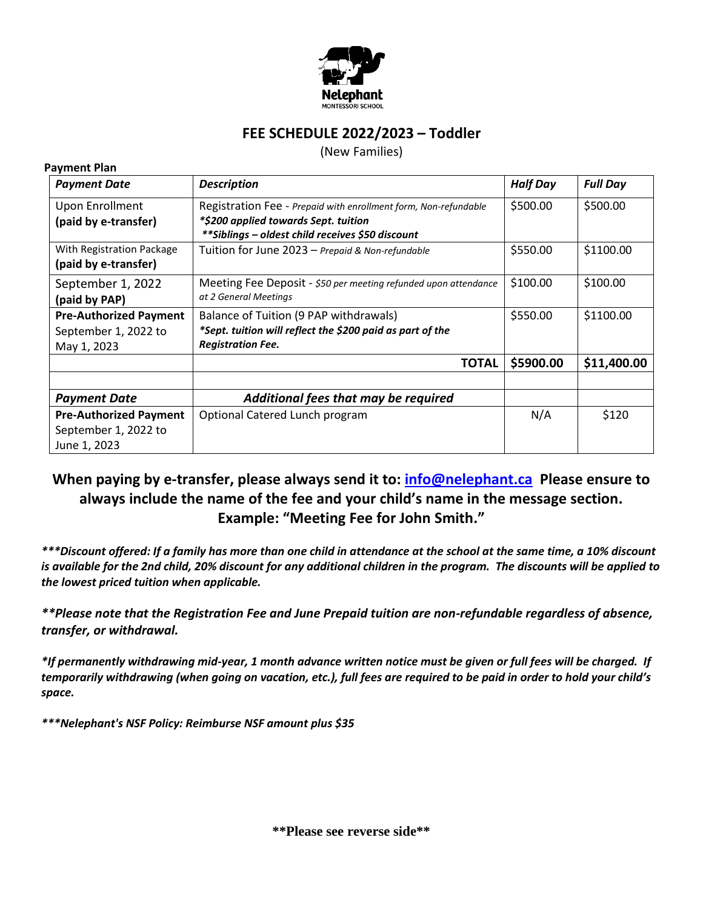Nelephant
MONTESSORI SCHOOL

## FEE SCHEDULE 2022/2023 – Toddler

(New Families)

**Payment Plan**

| *Payment Date* | *Description* | *Half Day* | *Full Day* |
|---|---|---|---|
| Upon Enrollment **(paid by e-transfer)** | Registration Fee - *Prepaid with enrollment form, Non-refundable* ***$200 applied towards Sept. tuition*** ***\*\*Siblings – oldest child receives $50 discount*** | $500.00 | $500.00 |
| With Registration Package **(paid by e-transfer)** | Tuition for June 2023 – *Prepaid & Non-refundable* | $550.00 | $1100.00 |
| September 1, 2022 **(paid by PAP)** | Meeting Fee Deposit - *$50 per meeting refunded upon attendance at 2 General Meetings* | $100.00 | $100.00 |
| **Pre-Authorized Payment** September 1, 2022 to May 1, 2023 | Balance of Tuition (9 PAP withdrawals) ***Sept. tuition will reflect the $200 paid as part of the Registration Fee.*** | $550.00 | $1100.00 |
| | **TOTAL** | **$5900.00** | **$11,400.00** |
| | | | |
| ***Payment Date*** | ***Additional fees that may be required*** | | |
| **Pre-Authorized Payment** September 1, 2022 to June 1, 2023 | Optional Catered Lunch program | N/A | $120 |

**When paying by e-transfer, please always send it to: info@nelephant.ca Please ensure to always include the name of the fee and your child's name in the message section. Example: "Meeting Fee for John Smith."**

***\*\*\*Discount offered: If a family has more than one child in attendance at the school at the same time, a 10% discount is available for the 2nd child, 20% discount for any additional children in the program. The discounts will be applied to the lowest priced tuition when applicable.***

***\*\*Please note that the Registration Fee and June Prepaid tuition are non-refundable regardless of absence, transfer, or withdrawal.***

***\*If permanently withdrawing mid-year, 1 month advance written notice must be given or full fees will be charged. If temporarily withdrawing (when going on vacation, etc.), full fees are required to be paid in order to hold your child's space.***

***\*\*\*Nelephant's NSF Policy: Reimburse NSF amount plus $35***

**\*\*Please see reverse side\*\***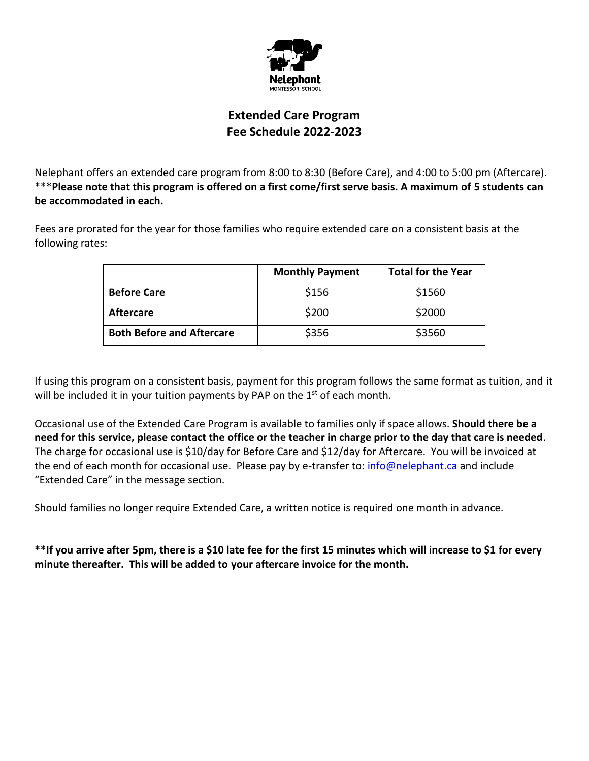Nelephant
MONTESSORI SCHOOL

# Extended Care Program
# Fee Schedule 2022-2023

Nelephant offers an extended care program from 8:00 to 8:30 (Before Care), and 4:00 to 5:00 pm (Aftercare). ***Please note that this program is offered on a first come/first serve basis. A maximum of 5 students can be accommodated in each.**

Fees are prorated for the year for those families who require extended care on a consistent basis at the following rates:

| | Monthly Payment | Total for the Year |
|---|---|---|
| **Before Care** | $156 | $1560 |
| **Aftercare** | $200 | $2000 |
| **Both Before and Aftercare** | $356 | $3560 |

If using this program on a consistent basis, payment for this program follows the same format as tuition, and it will be included it in your tuition payments by PAP on the 1st of each month.

Occasional use of the Extended Care Program is available to families only if space allows. **Should there be a need for this service, please contact the office or the teacher in charge prior to the day that care is needed**. The charge for occasional use is $10/day for Before Care and $12/day for Aftercare. You will be invoiced at the end of each month for occasional use. Please pay by e-transfer to: [info@nelephant.ca](mailto:info@nelephant.ca) and include "Extended Care" in the message section.

Should families no longer require Extended Care, a written notice is required one month in advance.

****If you arrive after 5pm, there is a $10 late fee for the first 15 minutes which will increase to $1 for every minute thereafter. This will be added to your aftercare invoice for the month.**